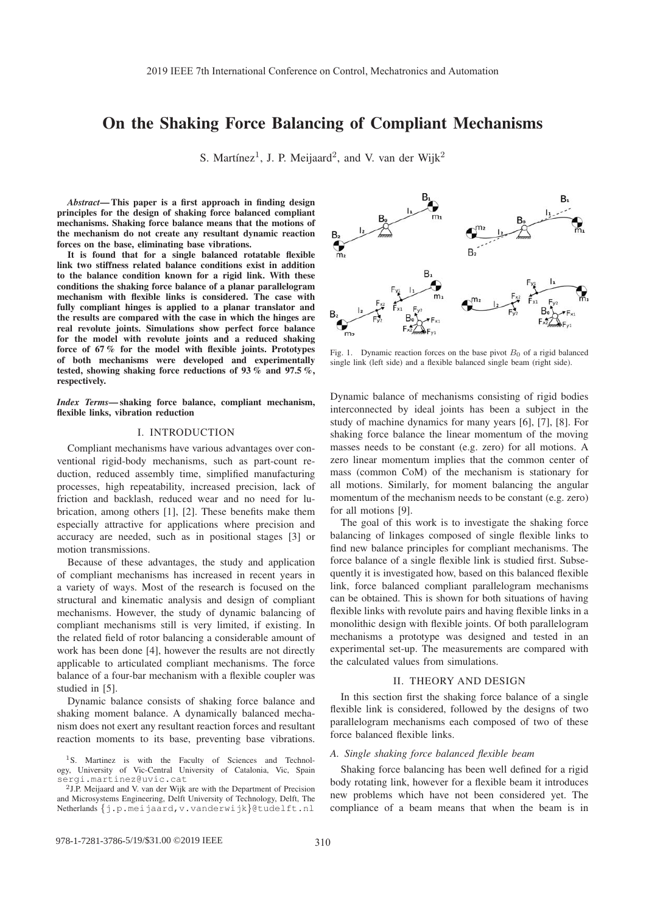# On the Shaking Force Balancing of Compliant Mechanisms

S. Martínez[1], J. P. Meijaard[2], and V. van der Wijk[2]

***Abstract*— This paper is a first approach in finding design principles for the design of shaking force balanced compliant mechanisms. Shaking force balance means that the motions of the mechanism do not create any resultant dynamic reaction forces on the base, eliminating base vibrations.**

**It is found that for a single balanced rotatable flexible link two stiffness related balance conditions exist in addition to the balance condition known for a rigid link. With these conditions the shaking force balance of a planar parallelogram mechanism with flexible links is considered. The case with fully compliant hinges is applied to a planar translator and the results are compared with the case in which the hinges are real revolute joints. Simulations show perfect force balance for the model with revolute joints and a reduced shaking force of 67 % for the model with flexible joints. Prototypes of both mechanisms were developed and experimentally tested, showing shaking force reductions of 93 % and 97.5 %, respectively.**

***Index Terms*— shaking force balance, compliant mechanism, flexible links, vibration reduction**

## I. INTRODUCTION

Compliant mechanisms have various advantages over conventional rigid-body mechanisms, such as part-count reduction, reduced assembly time, simplified manufacturing processes, high repeatability, increased precision, lack of friction and backlash, reduced wear and no need for lubrication, among others [1], [2]. These benefits make them especially attractive for applications where precision and accuracy are needed, such as in positional stages [3] or motion transmissions.

Because of these advantages, the study and application of compliant mechanisms has increased in recent years in a variety of ways. Most of the research is focused on the structural and kinematic analysis and design of compliant mechanisms. However, the study of dynamic balancing of compliant mechanisms still is very limited, if existing. In the related field of rotor balancing a considerable amount of work has been done [4], however the results are not directly applicable to articulated compliant mechanisms. The force balance of a four-bar mechanism with a flexible coupler was studied in [5].

Dynamic balance consists of shaking force balance and shaking moment balance. A dynamically balanced mechanism does not exert any resultant reaction forces and resultant reaction moments to its base, preventing base vibrations.

Fig. 1. Dynamic reaction forces on the base pivot $B_0$ of a rigid balanced single link (left side) and a flexible balanced single beam (right side).

Dynamic balance of mechanisms consisting of rigid bodies interconnected by ideal joints has been a subject in the study of machine dynamics for many years [6], [7], [8]. For shaking force balance the linear momentum of the moving masses needs to be constant (e.g. zero) for all motions. A zero linear momentum implies that the common center of mass (common CoM) of the mechanism is stationary for all motions. Similarly, for moment balancing the angular momentum of the mechanism needs to be constant (e.g. zero) for all motions [9].

The goal of this work is to investigate the shaking force balancing of linkages composed of single flexible links to find new balance principles for compliant mechanisms. The force balance of a single flexible link is studied first. Subsequently it is investigated how, based on this balanced flexible link, force balanced compliant parallelogram mechanisms can be obtained. This is shown for both situations of having flexible links with revolute pairs and having flexible links in a monolithic design with flexible joints. Of both parallelogram mechanisms a prototype was designed and tested in an experimental set-up. The measurements are compared with the calculated values from simulations.

## II. THEORY AND DESIGN

In this section first the shaking force balance of a single flexible link is considered, followed by the designs of two parallelogram mechanisms each composed of two of these force balanced flexible links.

### A. Single shaking force balanced flexible beam

Shaking force balancing has been well defined for a rigid body rotating link, however for a flexible beam it introduces new problems which have not been considered yet. The compliance of a beam means that when the beam is in

[1]S. Martinez is with the Faculty of Sciences and Technology, University of Vic-Central University of Catalonia, Vic, Spain sergi.martinez@uvic.cat

[2]J.P. Meijaard and V. van der Wijk are with the Department of Precision and Microsystems Engineering, Delft University of Technology, Delft, The Netherlands {j.p.meijaard,v.vanderwijk}@tudelft.nl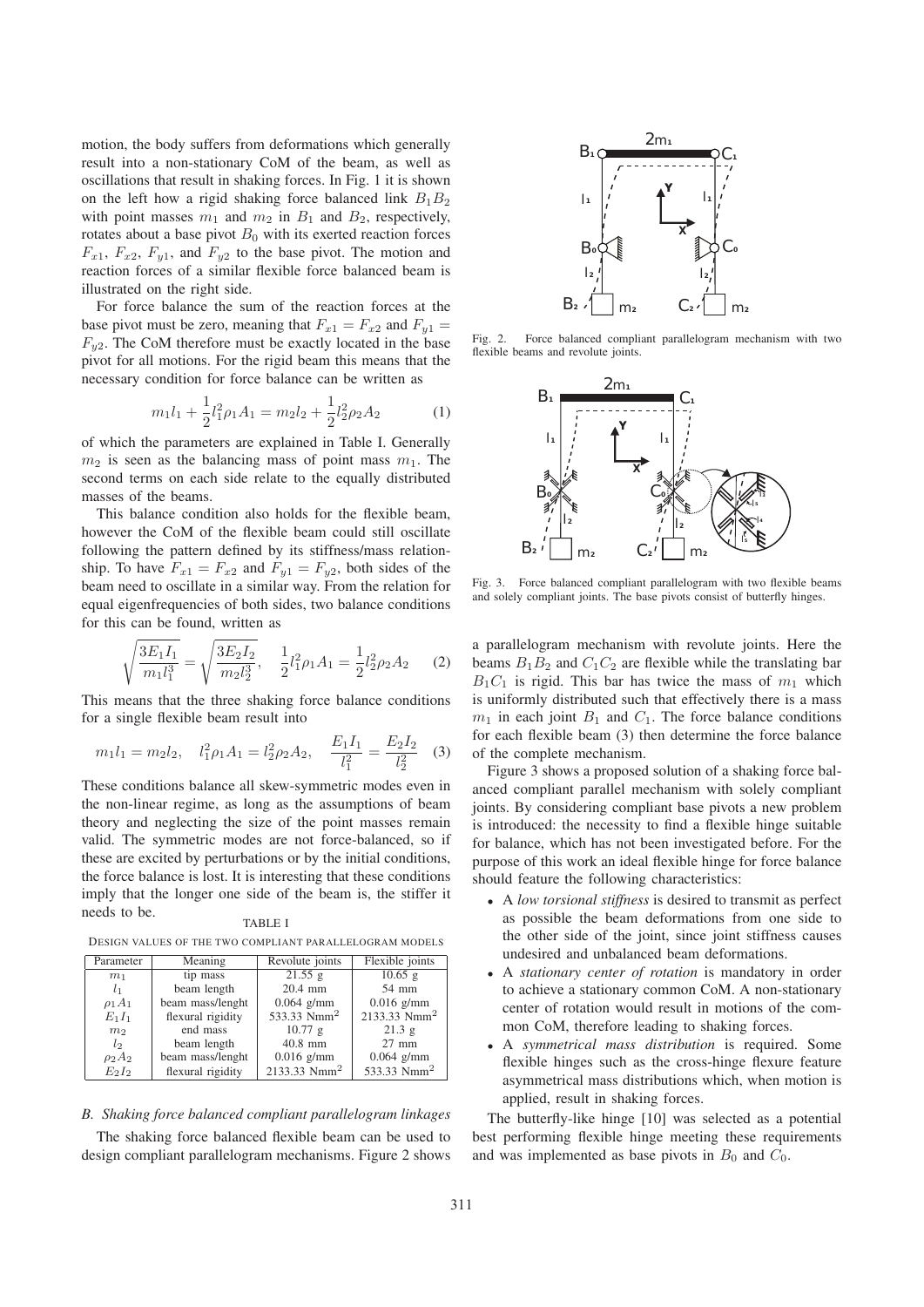motion, the body suffers from deformations which generally result into a non-stationary CoM of the beam, as well as oscillations that result in shaking forces. In Fig. 1 it is shown on the left how a rigid shaking force balanced link $B_1B_2$ with point masses $m_1$ and $m_2$ in $B_1$ and $B_2$, respectively, rotates about a base pivot $B_0$ with its exerted reaction forces $F_{x1}$, $F_{x2}$, $F_{y1}$, and $F_{y2}$ to the base pivot. The motion and reaction forces of a similar flexible force balanced beam is illustrated on the right side.

For force balance the sum of the reaction forces at the base pivot must be zero, meaning that $F_{x1} = F_{x2}$ and $F_{y1} = F_{y2}$. The CoM therefore must be exactly located in the base pivot for all motions. For the rigid beam this means that the necessary condition for force balance can be written as

$$m_1 l_1 + \frac{1}{2} l_1^2 \rho_1 A_1 = m_2 l_2 + \frac{1}{2} l_2^2 \rho_2 A_2 \quad (1)$$

of which the parameters are explained in Table I. Generally $m_2$ is seen as the balancing mass of point mass $m_1$. The second terms on each side relate to the equally distributed masses of the beams.

This balance condition also holds for the flexible beam, however the CoM of the flexible beam could still oscillate following the pattern defined by its stiffness/mass relationship. To have $F_{x1} = F_{x2}$ and $F_{y1} = F_{y2}$, both sides of the beam need to oscillate in a similar way. From the relation for equal eigenfrequencies of both sides, two balance conditions for this can be found, written as

$$\sqrt{\frac{3E_1 I_1}{m_1 l_1^3}} = \sqrt{\frac{3E_2 I_2}{m_2 l_2^3}}, \quad \frac{1}{2} l_1^2 \rho_1 A_1 = \frac{1}{2} l_2^2 \rho_2 A_2 \quad (2)$$

This means that the three shaking force balance conditions for a single flexible beam result into

$$m_1 l_1 = m_2 l_2, \quad l_1^2 \rho_1 A_1 = l_2^2 \rho_2 A_2, \quad \frac{E_1 I_1}{l_1^2} = \frac{E_2 I_2}{l_2^2} \quad (3)$$

These conditions balance all skew-symmetric modes even in the non-linear regime, as long as the assumptions of beam theory and neglecting the size of the point masses remain valid. The symmetric modes are not force-balanced, so if these are excited by perturbations or by the initial conditions, the force balance is lost. It is interesting that these conditions imply that the longer one side of the beam is, the stiffer it needs to be.

TABLE I

DESIGN VALUES OF THE TWO COMPLIANT PARALLELOGRAM MODELS

| Parameter | Meaning | Revolute joints | Flexible joints |
|---|---|---|---|
| $m_1$ | tip mass | 21.55 g | 10.65 g |
| $l_1$ | beam length | 20.4 mm | 54 mm |
| $\rho_1 A_1$ | beam mass/lenght | 0.064 g/mm | 0.016 g/mm |
| $E_1 I_1$ | flexural rigidity | 533.33 Nmm$^2$ | 2133.33 Nmm$^2$ |
| $m_2$ | end mass | 10.77 g | 21.3 g |
| $l_2$ | beam length | 40.8 mm | 27 mm |
| $\rho_2 A_2$ | beam mass/lenght | 0.016 g/mm | 0.064 g/mm |
| $E_2 I_2$ | flexural rigidity | 2133.33 Nmm$^2$ | 533.33 Nmm$^2$ |

### B. Shaking force balanced compliant parallelogram linkages

The shaking force balanced flexible beam can be used to design compliant parallelogram mechanisms. Figure 2 shows a parallelogram mechanism with revolute joints. Here the beams $B_1B_2$ and $C_1C_2$ are flexible while the translating bar $B_1C_1$ is rigid. This bar has twice the mass of $m_1$ which is uniformly distributed such that effectively there is a mass $m_1$ in each joint $B_1$ and $C_1$. The force balance conditions for each flexible beam (3) then determine the force balance of the complete mechanism.

Fig. 2. Force balanced compliant parallelogram mechanism with two flexible beams and revolute joints.

Fig. 3. Force balanced compliant parallelogram with two flexible beams and solely compliant joints. The base pivots consist of butterfly hinges.

Figure 3 shows a proposed solution of a shaking force balanced compliant parallel mechanism with solely compliant joints. By considering compliant base pivots a new problem is introduced: the necessity to find a flexible hinge suitable for balance, which has not been investigated before. For the purpose of this work an ideal flexible hinge for force balance should feature the following characteristics:

- A *low torsional stiffness* is desired to transmit as perfect as possible the beam deformations from one side to the other side of the joint, since joint stiffness causes undesired and unbalanced beam deformations.
- A *stationary center of rotation* is mandatory in order to achieve a stationary common CoM. A non-stationary center of rotation would result in motions of the common CoM, therefore leading to shaking forces.
- A *symmetrical mass distribution* is required. Some flexible hinges such as the cross-hinge flexure feature asymmetrical mass distributions which, when motion is applied, result in shaking forces.

The butterfly-like hinge [10] was selected as a potential best performing flexible hinge meeting these requirements and was implemented as base pivots in $B_0$ and $C_0$.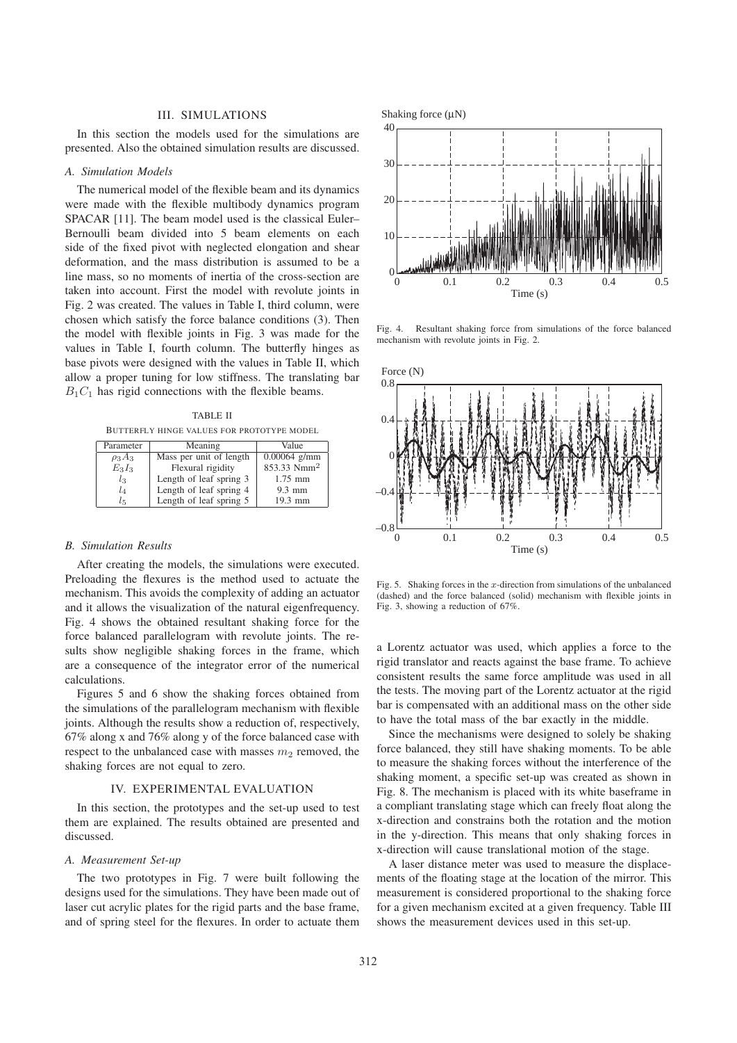## III. SIMULATIONS

In this section the models used for the simulations are presented. Also the obtained simulation results are discussed.

### A. Simulation Models

The numerical model of the flexible beam and its dynamics were made with the flexible multibody dynamics program SPACAR [11]. The beam model used is the classical Euler–Bernoulli beam divided into 5 beam elements on each side of the fixed pivot with neglected elongation and shear deformation, and the mass distribution is assumed to be a line mass, so no moments of inertia of the cross-section are taken into account. First the model with revolute joints in Fig. 2 was created. The values in Table I, third column, were chosen which satisfy the force balance conditions (3). Then the model with flexible joints in Fig. 3 was made for the values in Table I, fourth column. The butterfly hinges as base pivots were designed with the values in Table II, which allow a proper tuning for low stiffness. The translating bar $B_1C_1$ has rigid connections with the flexible beams.

TABLE II
BUTTERFLY HINGE VALUES FOR PROTOTYPE MODEL

| Parameter | Meaning | Value |
|---|---|---|
| $\rho_3 A_3$ | Mass per unit of length | 0.00064 g/mm |
| $E_3 I_3$ | Flexural rigidity | 853.33 Nmm$^2$ |
| $l_3$ | Length of leaf spring 3 | 1.75 mm |
| $l_4$ | Length of leaf spring 4 | 9.3 mm |
| $l_5$ | Length of leaf spring 5 | 19.3 mm |

### B. Simulation Results

After creating the models, the simulations were executed. Preloading the flexures is the method used to actuate the mechanism. This avoids the complexity of adding an actuator and it allows the visualization of the natural eigenfrequency. Fig. 4 shows the obtained resultant shaking force for the force balanced parallelogram with revolute joints. The results show negligible shaking forces in the frame, which are a consequence of the integrator error of the numerical calculations.

Figures 5 and 6 show the shaking forces obtained from the simulations of the parallelogram mechanism with flexible joints. Although the results show a reduction of, respectively, 67% along x and 76% along y of the force balanced case with respect to the unbalanced case with masses $m_2$ removed, the shaking forces are not equal to zero.

Fig. 4. Resultant shaking force from simulations of the force balanced mechanism with revolute joints in Fig. 2.

Fig. 5. Shaking forces in the $x$-direction from simulations of the unbalanced (dashed) and the force balanced (solid) mechanism with flexible joints in Fig. 3, showing a reduction of 67%.

## IV. EXPERIMENTAL EVALUATION

In this section, the prototypes and the set-up used to test them are explained. The results obtained are presented and discussed.

### A. Measurement Set-up

The two prototypes in Fig. 7 were built following the designs used for the simulations. They have been made out of laser cut acrylic plates for the rigid parts and the base frame, and of spring steel for the flexures. In order to actuate them a Lorentz actuator was used, which applies a force to the rigid translator and reacts against the base frame. To achieve consistent results the same force amplitude was used in all the tests. The moving part of the Lorentz actuator at the rigid bar is compensated with an additional mass on the other side to have the total mass of the bar exactly in the middle.

Since the mechanisms were designed to solely be shaking force balanced, they still have shaking moments. To be able to measure the shaking forces without the interference of the shaking moment, a specific set-up was created as shown in Fig. 8. The mechanism is placed with its white baseframe in a compliant translating stage which can freely float along the x-direction and constrains both the rotation and the motion in the y-direction. This means that only shaking forces in x-direction will cause translational motion of the stage.

A laser distance meter was used to measure the displacements of the floating stage at the location of the mirror. This measurement is considered proportional to the shaking force for a given mechanism excited at a given frequency. Table III shows the measurement devices used in this set-up.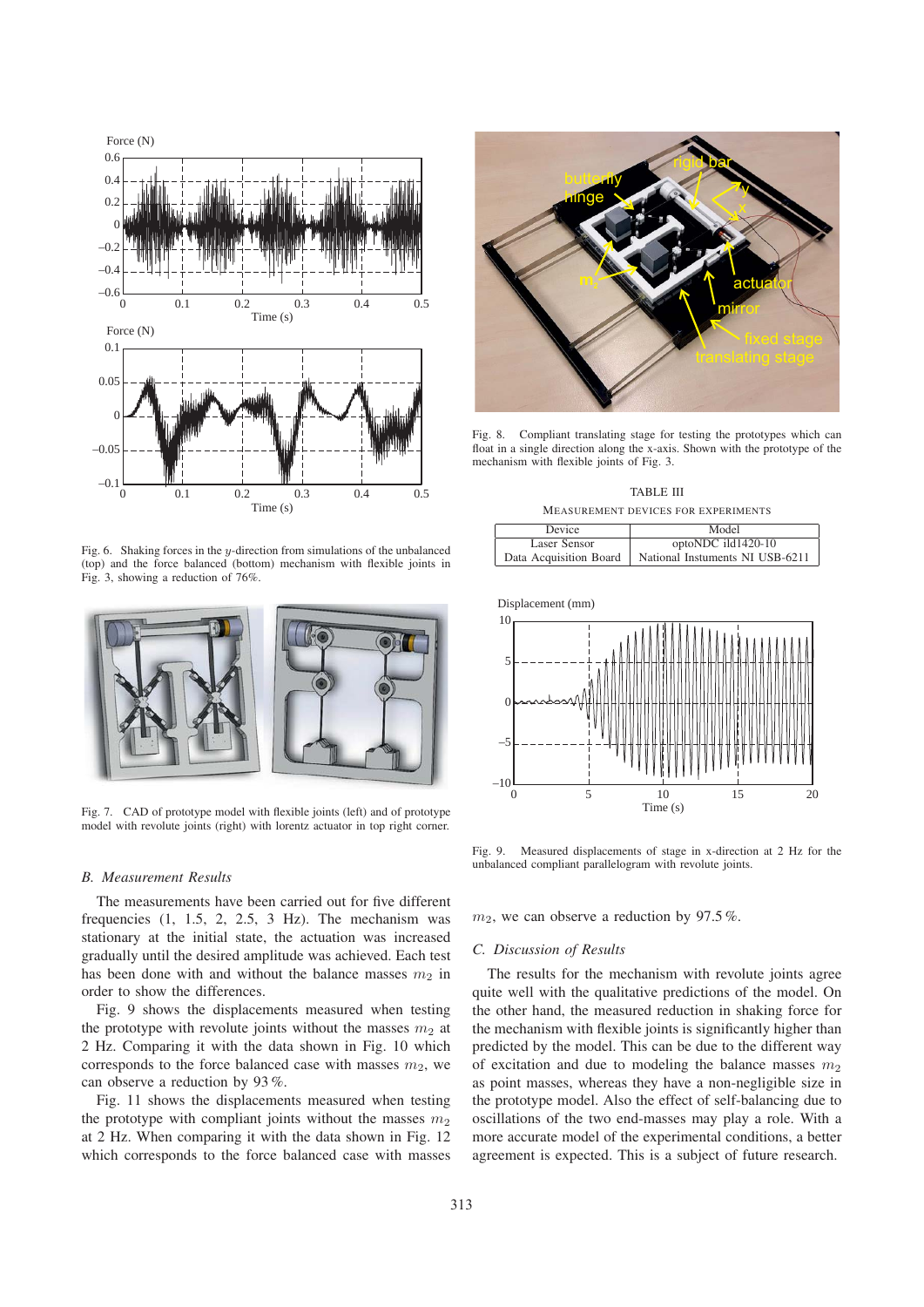Fig. 6. Shaking forces in the $y$-direction from simulations of the unbalanced (top) and the force balanced (bottom) mechanism with flexible joints in Fig. 3, showing a reduction of 76%.

Fig. 7. CAD of prototype model with flexible joints (left) and of prototype model with revolute joints (right) with lorentz actuator in top right corner.

### B. Measurement Results

The measurements have been carried out for five different frequencies (1, 1.5, 2, 2.5, 3 Hz). The mechanism was stationary at the initial state, the actuation was increased gradually until the desired amplitude was achieved. Each test has been done with and without the balance masses $m_2$ in order to show the differences.

Fig. 9 shows the displacements measured when testing the prototype with revolute joints without the masses $m_2$ at 2 Hz. Comparing it with the data shown in Fig. 10 which corresponds to the force balanced case with masses $m_2$, we can observe a reduction by 93 %.

Fig. 11 shows the displacements measured when testing the prototype with compliant joints without the masses $m_2$ at 2 Hz. When comparing it with the data shown in Fig. 12 which corresponds to the force balanced case with masses $m_2$, we can observe a reduction by 97.5 %.

Fig. 8. Compliant translating stage for testing the prototypes which can float in a single direction along the x-axis. Shown with the prototype of the mechanism with flexible joints of Fig. 3.

TABLE III
MEASUREMENT DEVICES FOR EXPERIMENTS

| Device | Model |
|---|---|
| Laser Sensor | optoNDC ild1420-10 |
| Data Acquisition Board | National Instuments NI USB-6211 |

Fig. 9. Measured displacements of stage in x-direction at 2 Hz for the unbalanced compliant parallelogram with revolute joints.

### C. Discussion of Results

The results for the mechanism with revolute joints agree quite well with the qualitative predictions of the model. On the other hand, the measured reduction in shaking force for the mechanism with flexible joints is significantly higher than predicted by the model. This can be due to the different way of excitation and due to modeling the balance masses $m_2$ as point masses, whereas they have a non-negligible size in the prototype model. Also the effect of self-balancing due to oscillations of the two end-masses may play a role. With a more accurate model of the experimental conditions, a better agreement is expected. This is a subject of future research.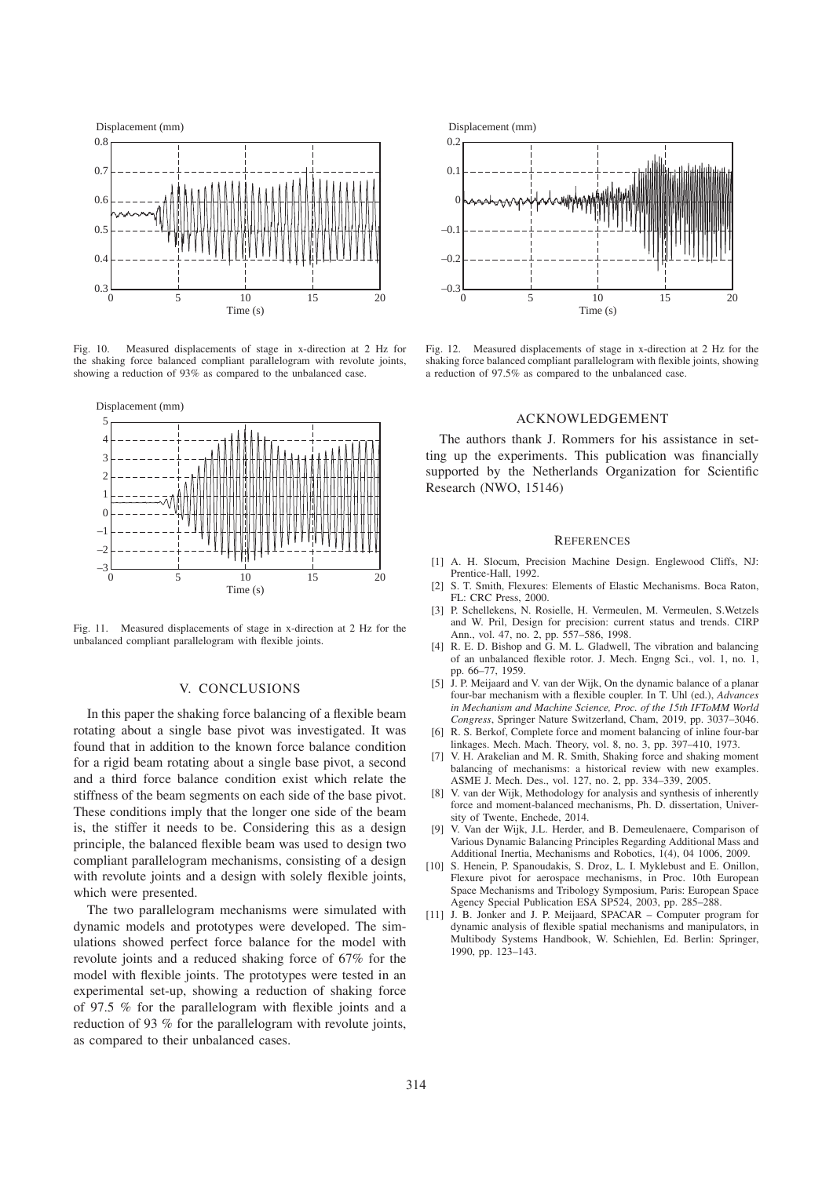Displacement (mm)
0.8
0.7
0.6
0.5
0.4
0.3
0
5
10
15
20
Time (s)

Fig. 10. Measured displacements of stage in x-direction at 2 Hz for the shaking force balanced compliant parallelogram with revolute joints, showing a reduction of 93% as compared to the unbalanced case.

Displacement (mm)
5
4
3
2
1
0
–1
–2
–3
0
5
10
15
20
Time (s)

Fig. 11. Measured displacements of stage in x-direction at 2 Hz for the unbalanced compliant parallelogram with flexible joints.

## V. CONCLUSIONS

In this paper the shaking force balancing of a flexible beam rotating about a single base pivot was investigated. It was found that in addition to the known force balance condition for a rigid beam rotating about a single base pivot, a second and a third force balance condition exist which relate the stiffness of the beam segments on each side of the base pivot. These conditions imply that the longer one side of the beam is, the stiffer it needs to be. Considering this as a design principle, the balanced flexible beam was used to design two compliant parallelogram mechanisms, consisting of a design with revolute joints and a design with solely flexible joints, which were presented.

The two parallelogram mechanisms were simulated with dynamic models and prototypes were developed. The simulations showed perfect force balance for the model with revolute joints and a reduced shaking force of 67% for the model with flexible joints. The prototypes were tested in an experimental set-up, showing a reduction of shaking force of 97.5 % for the parallelogram with flexible joints and a reduction of 93 % for the parallelogram with revolute joints, as compared to their unbalanced cases.

Displacement (mm)
0.2
0.1
0
–0.1
–0.2
–0.3
0
5
10
15
20
Time (s)

Fig. 12. Measured displacements of stage in x-direction at 2 Hz for the shaking force balanced compliant parallelogram with flexible joints, showing a reduction of 97.5% as compared to the unbalanced case.

## ACKNOWLEDGEMENT

The authors thank J. Rommers for his assistance in setting up the experiments. This publication was financially supported by the Netherlands Organization for Scientific Research (NWO, 15146)

## REFERENCES

[1] A. H. Slocum, Precision Machine Design. Englewood Cliffs, NJ: Prentice-Hall, 1992.

[2] S. T. Smith, Flexures: Elements of Elastic Mechanisms. Boca Raton, FL: CRC Press, 2000.

[3] P. Schellekens, N. Rosielle, H. Vermeulen, M. Vermeulen, S.Wetzels and W. Pril, Design for precision: current status and trends. CIRP Ann., vol. 47, no. 2, pp. 557–586, 1998.

[4] R. E. D. Bishop and G. M. L. Gladwell, The vibration and balancing of an unbalanced flexible rotor. J. Mech. Engng Sci., vol. 1, no. 1, pp. 66–77, 1959.

[5] J. P. Meijaard and V. van der Wijk, On the dynamic balance of a planar four-bar mechanism with a flexible coupler. In T. Uhl (ed.), *Advances in Mechanism and Machine Science, Proc. of the 15th IFToMM World Congress*, Springer Nature Switzerland, Cham, 2019, pp. 3037–3046.

[6] R. S. Berkof, Complete force and moment balancing of inline four-bar linkages. Mech. Mach. Theory, vol. 8, no. 3, pp. 397–410, 1973.

[7] V. H. Arakelian and M. R. Smith, Shaking force and shaking moment balancing of mechanisms: a historical review with new examples. ASME J. Mech. Des., vol. 127, no. 2, pp. 334–339, 2005.

[8] V. van der Wijk, Methodology for analysis and synthesis of inherently force and moment-balanced mechanisms, Ph. D. dissertation, University of Twente, Enchede, 2014.

[9] V. Van der Wijk, J.L. Herder, and B. Demeulenaere, Comparison of Various Dynamic Balancing Principles Regarding Additional Mass and Additional Inertia, Mechanisms and Robotics, 1(4), 04 1006, 2009.

[10] S. Henein, P. Spanoudakis, S. Droz, L. I. Myklebust and E. Onillon, Flexure pivot for aerospace mechanisms, in Proc. 10th European Space Mechanisms and Tribology Symposium, Paris: European Space Agency Special Publication ESA SP524, 2003, pp. 285–288.

[11] J. B. Jonker and J. P. Meijaard, SPACAR – Computer program for dynamic analysis of flexible spatial mechanisms and manipulators, in Multibody Systems Handbook, W. Schiehlen, Ed. Berlin: Springer, 1990, pp. 123–143.